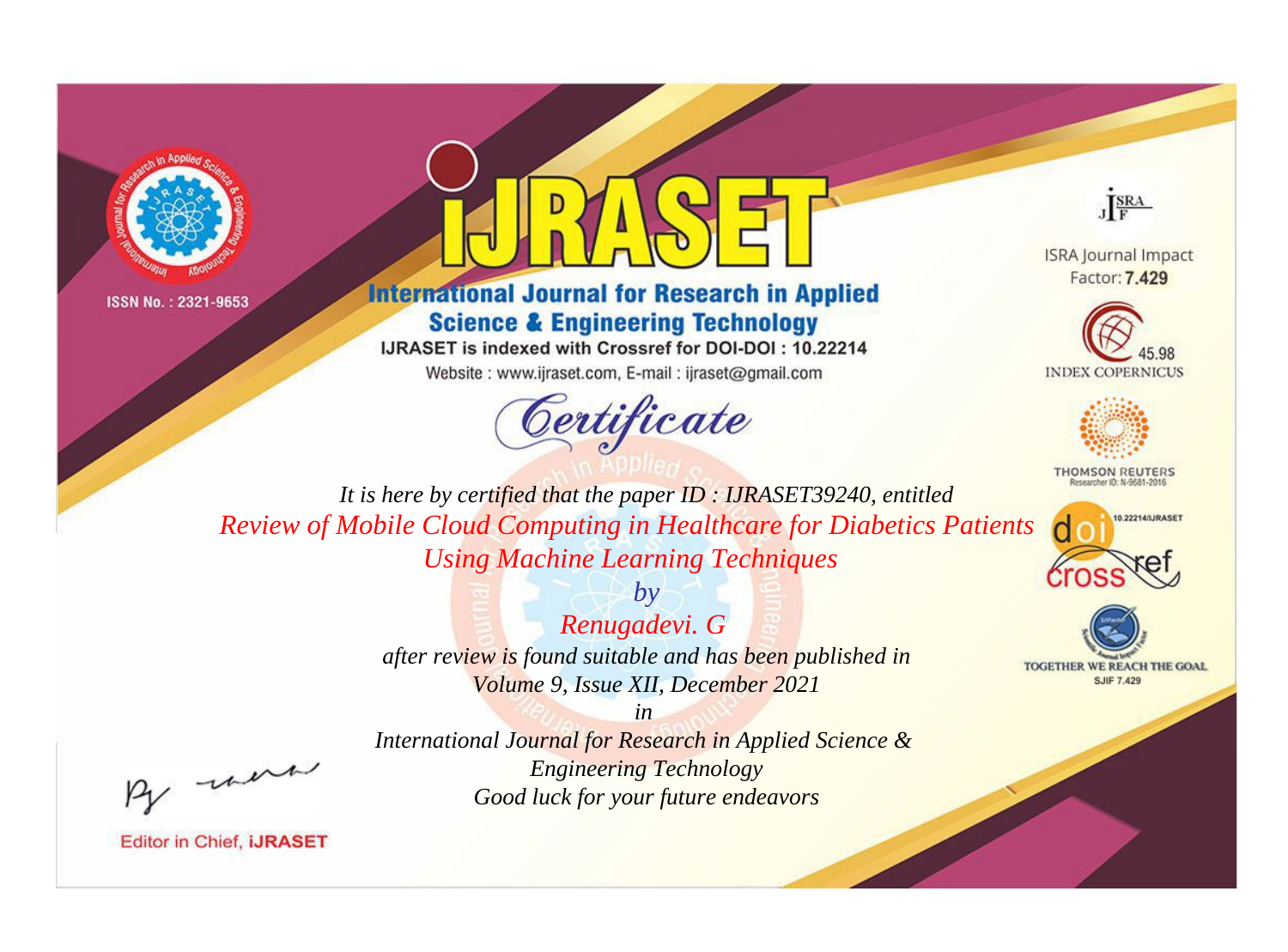ISSN No. : 2321-9653

# iJRASET

## International Journal for Research in Applied Science & Engineering Technology

IJRASET is indexed with Crossref for DOI-DOI : 10.22214

Website : www.ijraset.com, E-mail : ijraset@gmail.com

ISRA Journal Impact Factor: **7.429**

45.98 INDEX COPERNICUS

THOMSON REUTERS Researcher ID: N-9681-2016

10.22214/IJRASET

TOGETHER WE REACH THE GOAL SJIF 7.429

# *Certificate*

*It is here by certified that the paper ID : IJRASET39240, entitled*

*Review of Mobile Cloud Computing in Healthcare for Diabetics Patients Using Machine Learning Techniques*

*by*

*Renugadevi. G*

*after review is found suitable and has been published in*

*Volume 9, Issue XII, December 2021*

*in*

*International Journal for Research in Applied Science & Engineering Technology*

*Good luck for your future endeavors*

Editor in Chief, **iJRASET**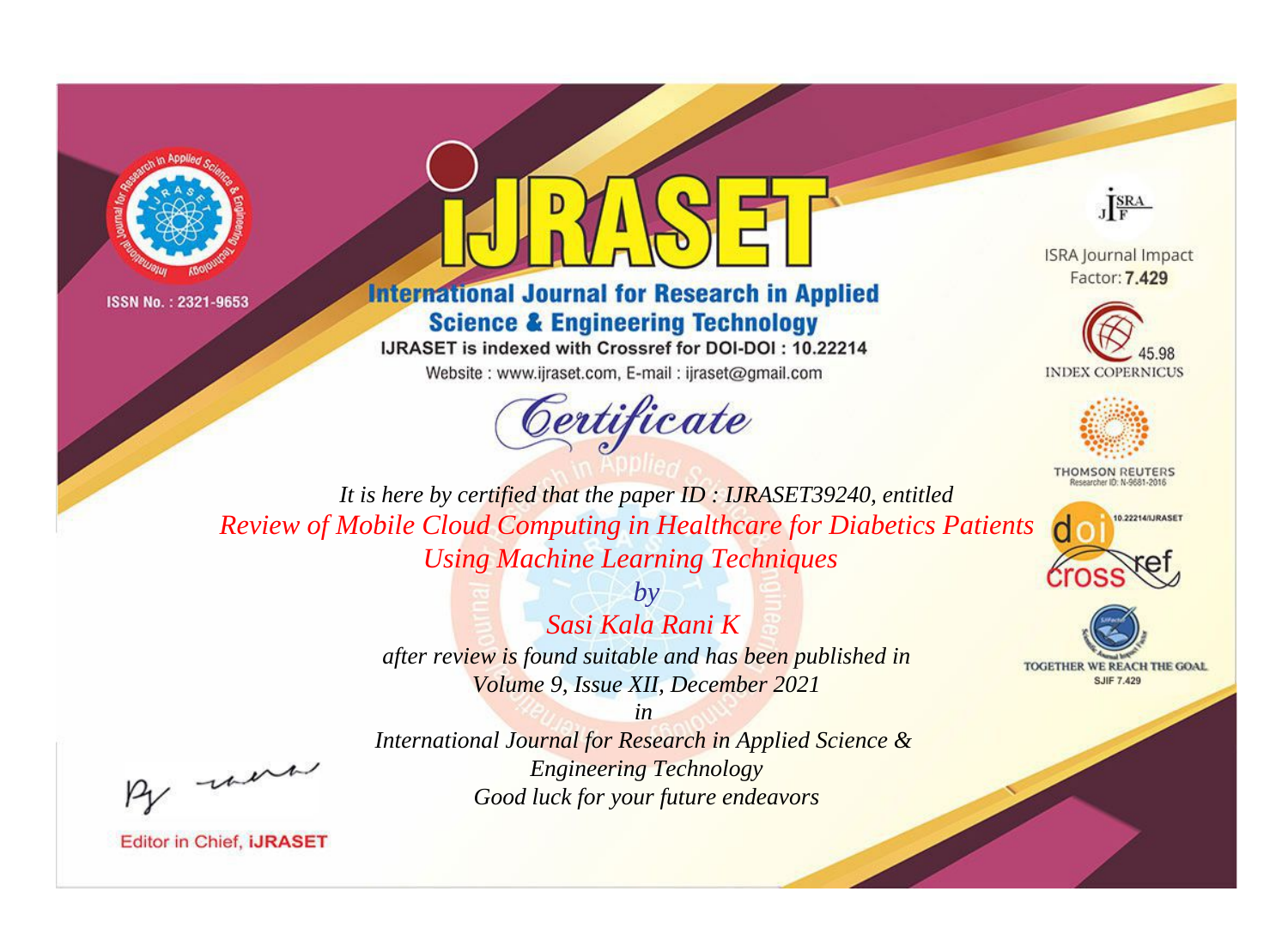ISSN No. : 2321-9653

# iJRASET

## International Journal for Research in Applied Science & Engineering Technology

IJRASET is indexed with Crossref for DOI-DOI : 10.22214

Website : www.ijraset.com, E-mail : ijraset@gmail.com

ISRA Journal Impact Factor: **7.429**

45.98 INDEX COPERNICUS

THOMSON REUTERS Researcher ID: N-9681-2016

10.22214/IJRASET

TOGETHER WE REACH THE GOAL SJIF 7.429

*Certificate*

*It is here by certified that the paper ID : IJRASET39240, entitled*

*Review of Mobile Cloud Computing in Healthcare for Diabetics Patients Using Machine Learning Techniques*

*by*

*Sasi Kala Rani K*

*after review is found suitable and has been published in*

*Volume 9, Issue XII, December 2021*

*in*

*International Journal for Research in Applied Science & Engineering Technology*

*Good luck for your future endeavors*

Editor in Chief, **iJRASET**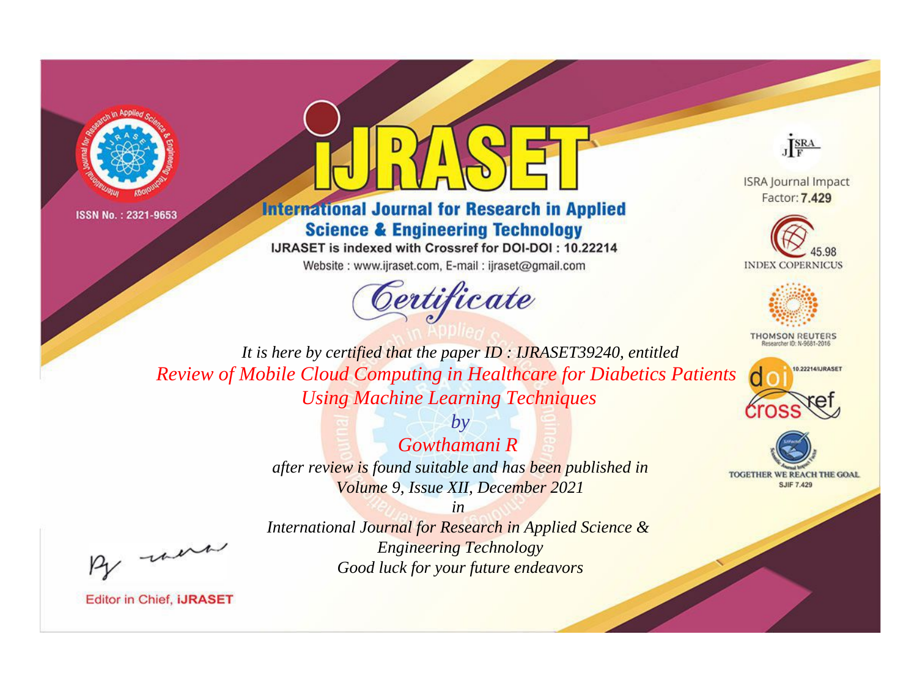ISSN No. : 2321-9653

# IJRASET

## International Journal for Research in Applied Science & Engineering Technology

IJRASET is indexed with Crossref for DOI-DOI : 10.22214

Website : www.ijraset.com, E-mail : ijraset@gmail.com

ISRA Journal Impact Factor: **7.429**

45.98 INDEX COPERNICUS

THOMSON REUTERS Researcher ID: N-9681-2016

10.22214/IJRASET

TOGETHER WE REACH THE GOAL SJIF 7.429

## *Certificate*

*It is here by certified that the paper ID : IJRASET39240, entitled*

*Review of Mobile Cloud Computing in Healthcare for Diabetics Patients Using Machine Learning Techniques*

*by*

*Gowthamani R*

*after review is found suitable and has been published in*

*Volume 9, Issue XII, December 2021*

*in*

*International Journal for Research in Applied Science & Engineering Technology*

*Good luck for your future endeavors*

Editor in Chief, **iJRASET**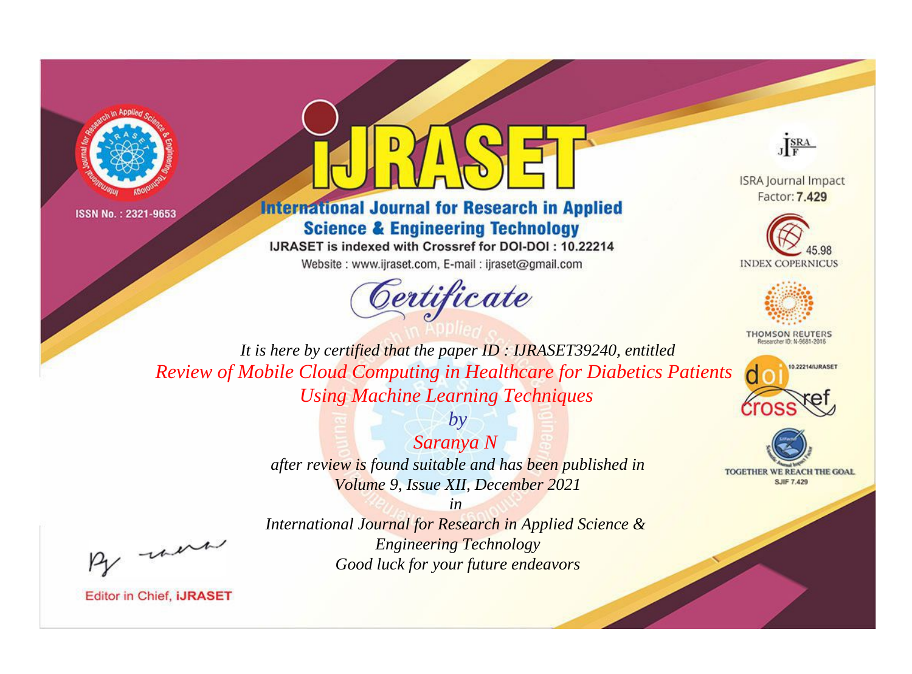ISSN No. : 2321-9653

# iJRASET

## International Journal for Research in Applied Science & Engineering Technology

IJRASET is indexed with Crossref for DOI-DOI : 10.22214

Website : www.ijraset.com, E-mail : ijraset@gmail.com

ISRA Journal Impact Factor: **7.429**

45.98 INDEX COPERNICUS

THOMSON REUTERS Researcher ID: N-9681-2016

10.22214/IJRASET

TOGETHER WE REACH THE GOAL SJIF 7.429

# *Certificate*

*It is here by certified that the paper ID : IJRASET39240, entitled*

*Review of Mobile Cloud Computing in Healthcare for Diabetics Patients Using Machine Learning Techniques*

*by*

*Saranya N*

*after review is found suitable and has been published in Volume 9, Issue XII, December 2021*

*in*

*International Journal for Research in Applied Science & Engineering Technology*

*Good luck for your future endeavors*

Editor in Chief, **iJRASET**